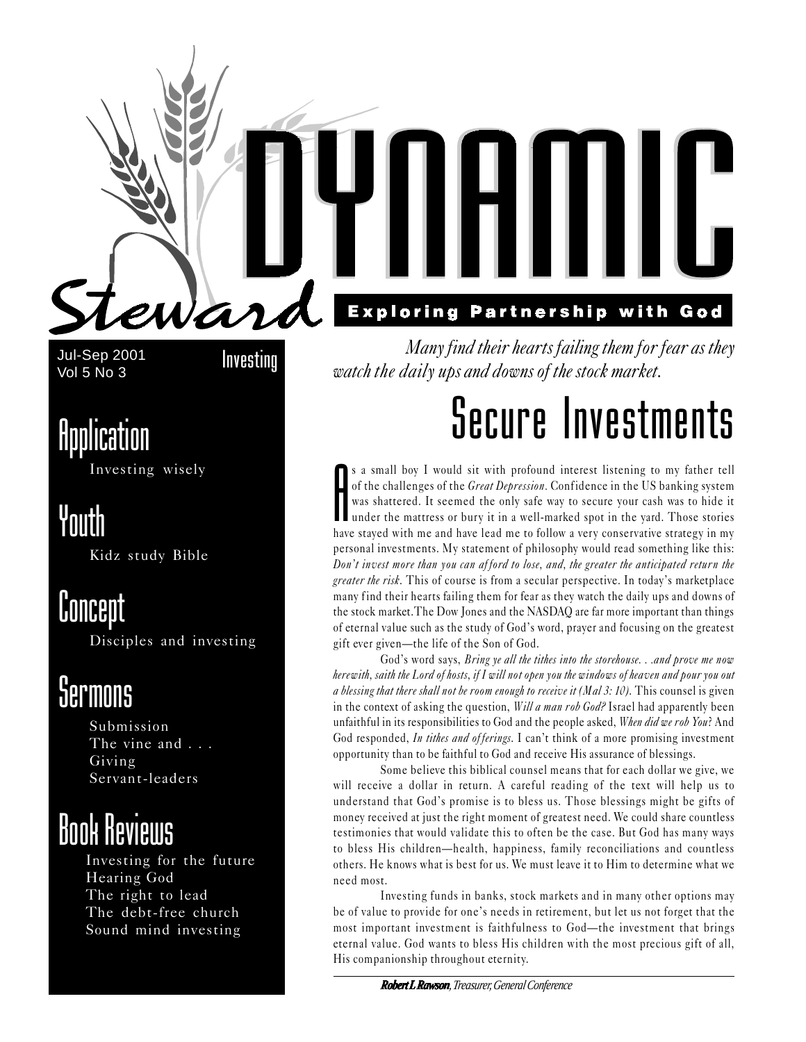# Dynamic Steward

**Exploring Partnership with God**

Jul-Sep 2001
Vol 5 No 3

Investing

## Application

Investing wisely

## Youth

Kidz study Bible

## Concept

Disciples and investing

## Sermons

Submission
The vine and . . .
Giving
Servant-leaders

## Book Reviews

Investing for the future
Hearing God
The right to lead
The debt-free church
Sound mind investing

*Many find their hearts failing them for fear as they watch the daily ups and downs of the stock market.*

# Secure Investments

As a small boy I would sit with profound interest listening to my father tell of the challenges of the *Great Depression*. Confidence in the US banking system was shattered. It seemed the only safe way to secure your cash was to hide it under the mattress or bury it in a well-marked spot in the yard. Those stories have stayed with me and have lead me to follow a very conservative strategy in my personal investments. My statement of philosophy would read something like this: *Don't invest more than you can afford to lose, and, the greater the anticipated return the greater the risk.* This of course is from a secular perspective. In today's marketplace many find their hearts failing them for fear as they watch the daily ups and downs of the stock market.The Dow Jones and the NASDAQ are far more important than things of eternal value such as the study of God's word, prayer and focusing on the greatest gift ever given—the life of the Son of God.

God's word says, *Bring ye all the tithes into the storehouse. . .and prove me now herewith, saith the Lord of hosts, if I will not open you the windows of heaven and pour you out a blessing that there shall not be room enough to receive it (Mal 3: 10).* This counsel is given in the context of asking the question, *Will a man rob God?* Israel had apparently been unfaithful in its responsibilities to God and the people asked, *When did we rob You*? And God responded, *In tithes and offerings*. I can't think of a more promising investment opportunity than to be faithful to God and receive His assurance of blessings.

Some believe this biblical counsel means that for each dollar we give, we will receive a dollar in return. A careful reading of the text will help us to understand that God's promise is to bless us. Those blessings might be gifts of money received at just the right moment of greatest need. We could share countless testimonies that would validate this to often be the case. But God has many ways to bless His children—health, happiness, family reconciliations and countless others. He knows what is best for us. We must leave it to Him to determine what we need most.

Investing funds in banks, stock markets and in many other options may be of value to provide for one's needs in retirement, but let us not forget that the most important investment is faithfulness to God—the investment that brings eternal value. God wants to bless His children with the most precious gift of all, His companionship throughout eternity.

***Robert L Rawson**, Treasurer, General Conference*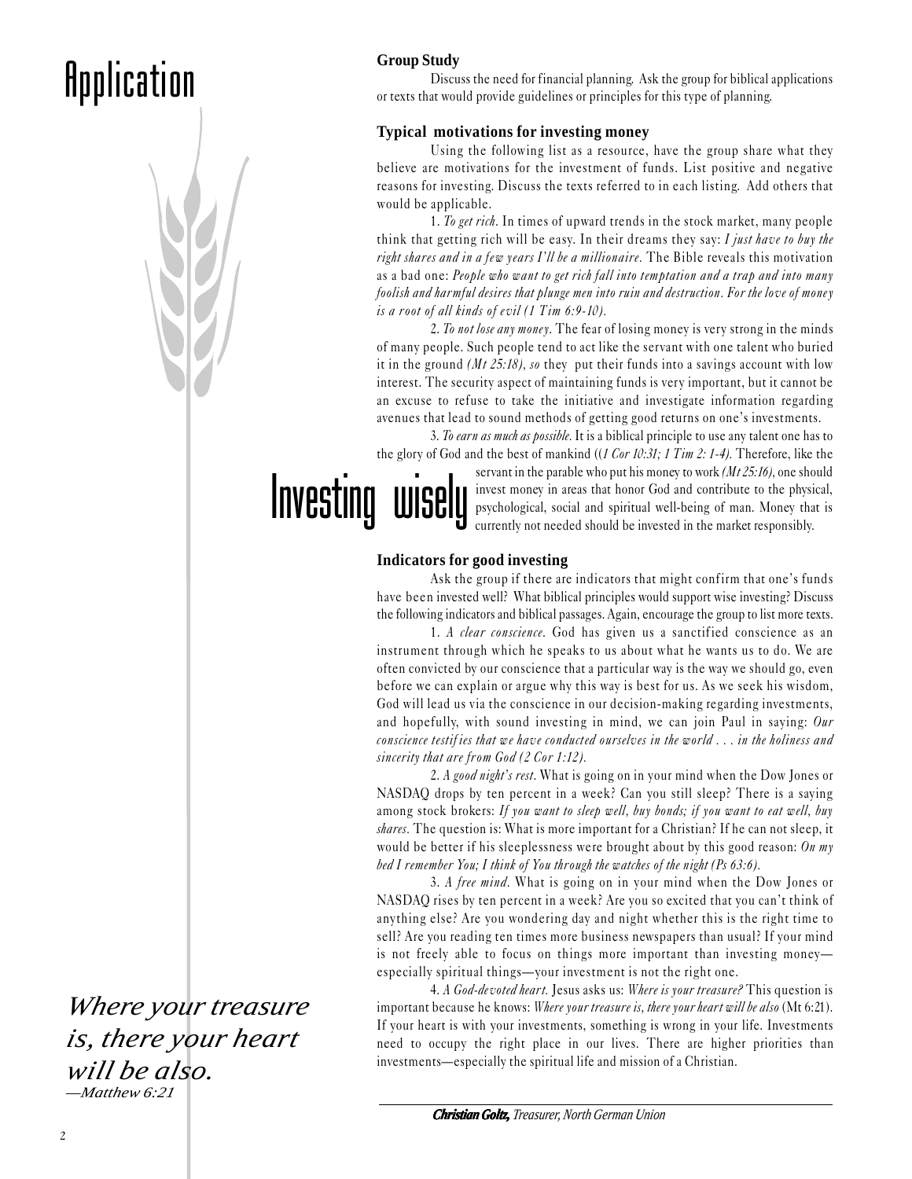# Application

# Investing wisely

### Group Study

Discuss the need for financial planning. Ask the group for biblical applications or texts that would provide guidelines or principles for this type of planning.

### Typical motivations for investing money

Using the following list as a resource, have the group share what they believe are motivations for the investment of funds. List positive and negative reasons for investing. Discuss the texts referred to in each listing. Add others that would be applicable.

1. *To get rich*. In times of upward trends in the stock market, many people think that getting rich will be easy. In their dreams they say: *I just have to buy the right shares and in a few years I'll be a millionaire.* The Bible reveals this motivation as a bad one: *People who want to get rich fall into temptation and a trap and into many foolish and harmful desires that plunge men into ruin and destruction. For the love of money is a root of all kinds of evil (1 Tim 6:9-10).*

2. *To not lose any money*. The fear of losing money is very strong in the minds of many people. Such people tend to act like the servant with one talent who buried it in the ground *(Mt 25:18), so* they put their funds into a savings account with low interest. The security aspect of maintaining funds is very important, but it cannot be an excuse to refuse to take the initiative and investigate information regarding avenues that lead to sound methods of getting good returns on one's investments.

3. *To earn as much as possible.* It is a biblical principle to use any talent one has to the glory of God and the best of mankind ((*1 Cor 10:31; 1 Tim 2: 1-4).* Therefore, like the servant in the parable who put his money to work *(Mt 25:16)*, one should invest money in areas that honor God and contribute to the physical, psychological, social and spiritual well-being of man. Money that is currently not needed should be invested in the market responsibly.

### Indicators for good investing

Ask the group if there are indicators that might confirm that one's funds have been invested well? What biblical principles would support wise investing? Discuss the following indicators and biblical passages. Again, encourage the group to list more texts.

1. *A clear conscience*. God has given us a sanctified conscience as an instrument through which he speaks to us about what he wants us to do. We are often convicted by our conscience that a particular way is the way we should go, even before we can explain or argue why this way is best for us. As we seek his wisdom, God will lead us via the conscience in our decision-making regarding investments, and hopefully, with sound investing in mind, we can join Paul in saying: *Our conscience testifies that we have conducted ourselves in the world . . . in the holiness and sincerity that are from God (2 Cor 1:12).*

2. *A good night's rest*. What is going on in your mind when the Dow Jones or NASDAQ drops by ten percent in a week? Can you still sleep? There is a saying among stock brokers: *If you want to sleep well, buy bonds; if you want to eat well, buy shares.* The question is: What is more important for a Christian? If he can not sleep, it would be better if his sleeplessness were brought about by this good reason: *On my bed I remember You; I think of You through the watches of the night (Ps 63:6).*

3. *A free mind*. What is going on in your mind when the Dow Jones or NASDAQ rises by ten percent in a week? Are you so excited that you can't think of anything else? Are you wondering day and night whether this is the right time to sell? Are you reading ten times more business newspapers than usual? If your mind is not freely able to focus on things more important than investing money—especially spiritual things—your investment is not the right one.

4. *A God-devoted heart.* Jesus asks us: *Where is your treasure?* This question is important because he knows: *Where your treasure is, there your heart will be also* (Mt 6:21). If your heart is with your investments, something is wrong in your life. Investments need to occupy the right place in our lives. There are higher priorities than investments—especially the spiritual life and mission of a Christian.

*Where your treasure is, there your heart will be also.*
*—Matthew 6:21*

***Christian Goltz,*** *Treasurer, North German Union*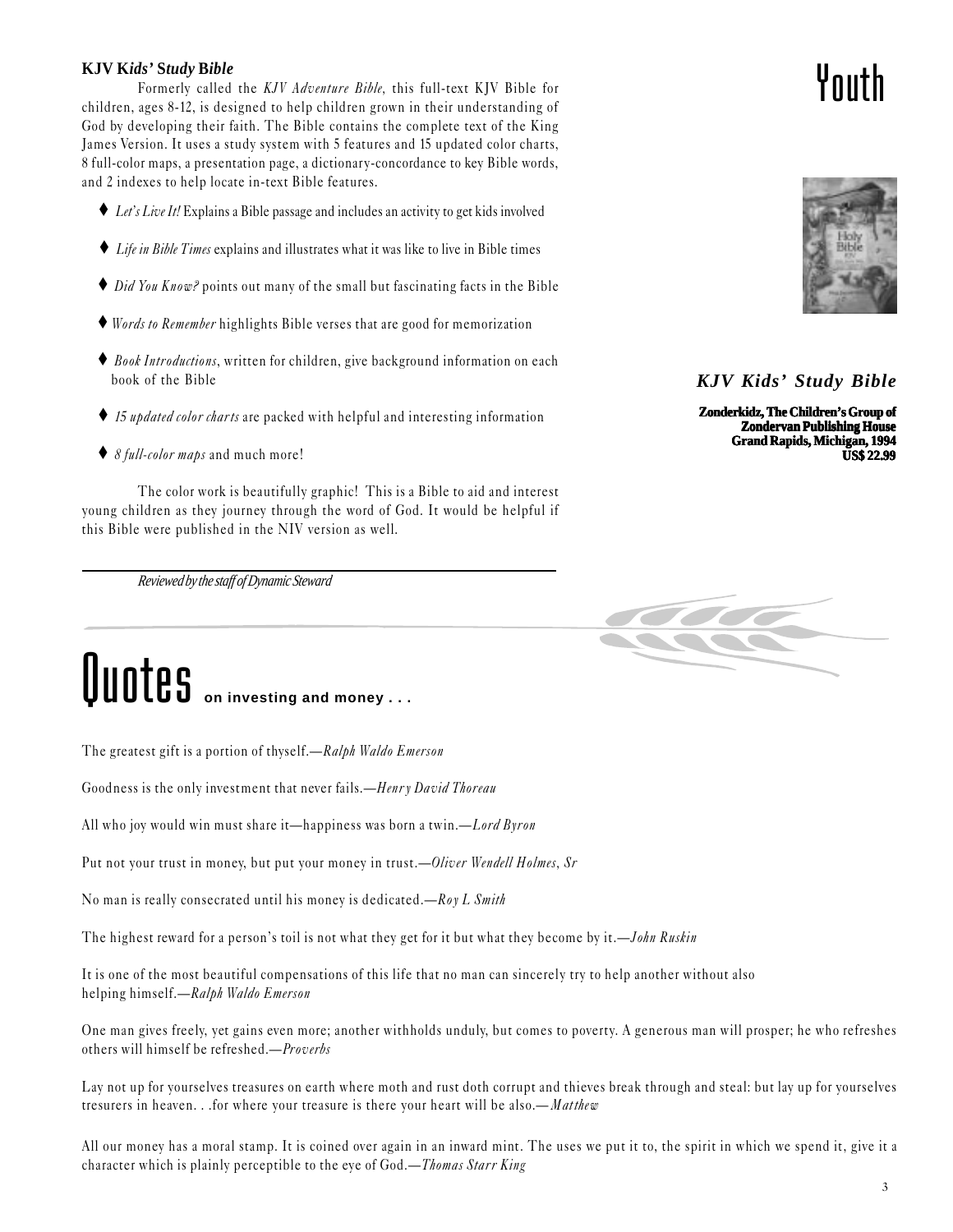# Youth

**KJV K*ids'* S*tudy* B*ible***

Formerly called the *KJV Adventure Bible*, this full-text KJV Bible for children, ages 8-12, is designed to help children grown in their understanding of God by developing their faith. The Bible contains the complete text of the King James Version. It uses a study system with 5 features and 15 updated color charts, 8 full-color maps, a presentation page, a dictionary-concordance to key Bible words, and 2 indexes to help locate in-text Bible features.

- *Let's Live It!* Explains a Bible passage and includes an activity to get kids involved
- *Life in Bible Times* explains and illustrates what it was like to live in Bible times
- *Did You Know?* points out many of the small but fascinating facts in the Bible
- *Words to Remember* highlights Bible verses that are good for memorization
- *Book Introductions*, written for children, give background information on each book of the Bible
- *15 updated color charts* are packed with helpful and interesting information
- *8 full-color maps* and much more!

The color work is beautifully graphic! This is a Bible to aid and interest young children as they journey through the word of God. It would be helpful if this Bible were published in the NIV version as well.

*Reviewed by the staff of Dynamic Steward*

***KJV Kids' Study Bible***

**Zonderkidz, The Children's Group of Zondervan Publishing House**
**Grand Rapids, Michigan, 1994**
**US$ 22.99**

# Quotes **on investing and money . . .**

The greatest gift is a portion of thyself.—*Ralph Waldo Emerson*

Goodness is the only investment that never fails.—*Henry David Thoreau*

All who joy would win must share it—happiness was born a twin.—*Lord Byron*

Put not your trust in money, but put your money in trust.—*Oliver Wendell Holmes, Sr*

No man is really consecrated until his money is dedicated.—*Roy L Smith*

The highest reward for a person's toil is not what they get for it but what they become by it.—*John Ruskin*

It is one of the most beautiful compensations of this life that no man can sincerely try to help another without also helping himself.—*Ralph Waldo Emerson*

One man gives freely, yet gains even more; another withholds unduly, but comes to poverty. A generous man will prosper; he who refreshes others will himself be refreshed.—*Proverbs*

Lay not up for yourselves treasures on earth where moth and rust doth corrupt and thieves break through and steal: but lay up for yourselves tresurers in heaven. . .for where your treasure is there your heart will be also.—*Matthew*

All our money has a moral stamp. It is coined over again in an inward mint. The uses we put it to, the spirit in which we spend it, give it a character which is plainly perceptible to the eye of God.—*Thomas Starr King*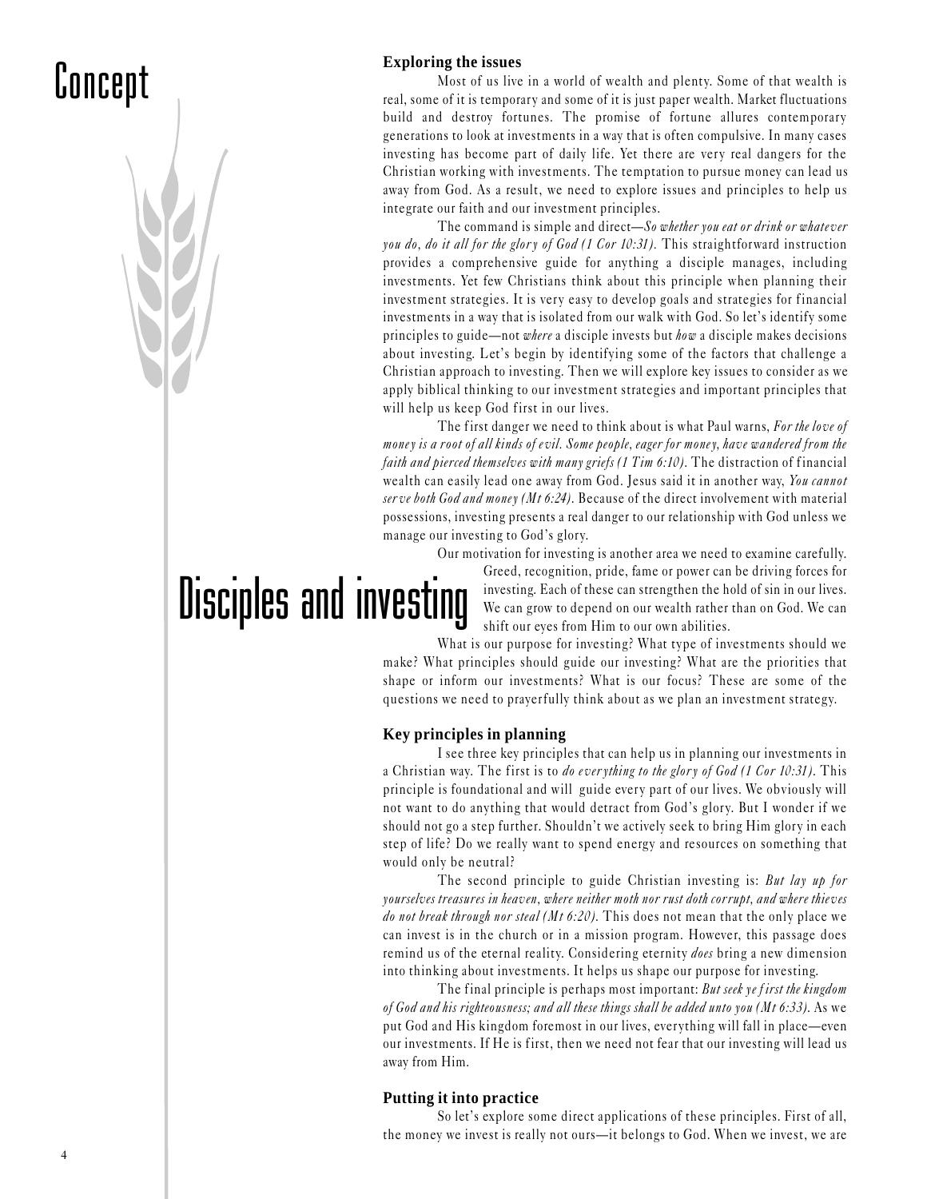Concept

# Disciples and investing

### Exploring the issues

Most of us live in a world of wealth and plenty. Some of that wealth is real, some of it is temporary and some of it is just paper wealth. Market fluctuations build and destroy fortunes. The promise of fortune allures contemporary generations to look at investments in a way that is often compulsive. In many cases investing has become part of daily life. Yet there are very real dangers for the Christian working with investments. The temptation to pursue money can lead us away from God. As a result, we need to explore issues and principles to help us integrate our faith and our investment principles.

The command is simple and direct—*So whether you eat or drink or whatever you do, do it all for the glory of God (1 Cor 10:31).* This straightforward instruction provides a comprehensive guide for anything a disciple manages, including investments. Yet few Christians think about this principle when planning their investment strategies. It is very easy to develop goals and strategies for financial investments in a way that is isolated from our walk with God. So let's identify some principles to guide—not *where* a disciple invests but *how* a disciple makes decisions about investing. Let's begin by identifying some of the factors that challenge a Christian approach to investing. Then we will explore key issues to consider as we apply biblical thinking to our investment strategies and important principles that will help us keep God first in our lives.

The first danger we need to think about is what Paul warns, *For the love of money is a root of all kinds of evil. Some people, eager for money, have wandered from the faith and pierced themselves with many griefs (1 Tim 6:10).* The distraction of financial wealth can easily lead one away from God. Jesus said it in another way, *You cannot serve both God and money (Mt 6:24).* Because of the direct involvement with material possessions, investing presents a real danger to our relationship with God unless we manage our investing to God's glory.

Our motivation for investing is another area we need to examine carefully. Greed, recognition, pride, fame or power can be driving forces for investing. Each of these can strengthen the hold of sin in our lives. We can grow to depend on our wealth rather than on God. We can shift our eyes from Him to our own abilities.

What is our purpose for investing? What type of investments should we make? What principles should guide our investing? What are the priorities that shape or inform our investments? What is our focus? These are some of the questions we need to prayerfully think about as we plan an investment strategy.

### Key principles in planning

I see three key principles that can help us in planning our investments in a Christian way. The first is to *do everything to the glory of God (1 Cor 10:31).* This principle is foundational and will guide every part of our lives. We obviously will not want to do anything that would detract from God's glory. But I wonder if we should not go a step further. Shouldn't we actively seek to bring Him glory in each step of life? Do we really want to spend energy and resources on something that would only be neutral?

The second principle to guide Christian investing is: *But lay up for yourselves treasures in heaven, where neither moth nor rust doth corrupt, and where thieves do not break through nor steal (Mt 6:20).* This does not mean that the only place we can invest is in the church or in a mission program. However, this passage does remind us of the eternal reality. Considering eternity *does* bring a new dimension into thinking about investments. It helps us shape our purpose for investing.

The final principle is perhaps most important: *But seek ye first the kingdom of God and his righteousness; and all these things shall be added unto you (Mt 6:33).* As we put God and His kingdom foremost in our lives, everything will fall in place—even our investments. If He is first, then we need not fear that our investing will lead us away from Him.

### Putting it into practice

So let's explore some direct applications of these principles. First of all, the money we invest is really not ours—it belongs to God. When we invest, we are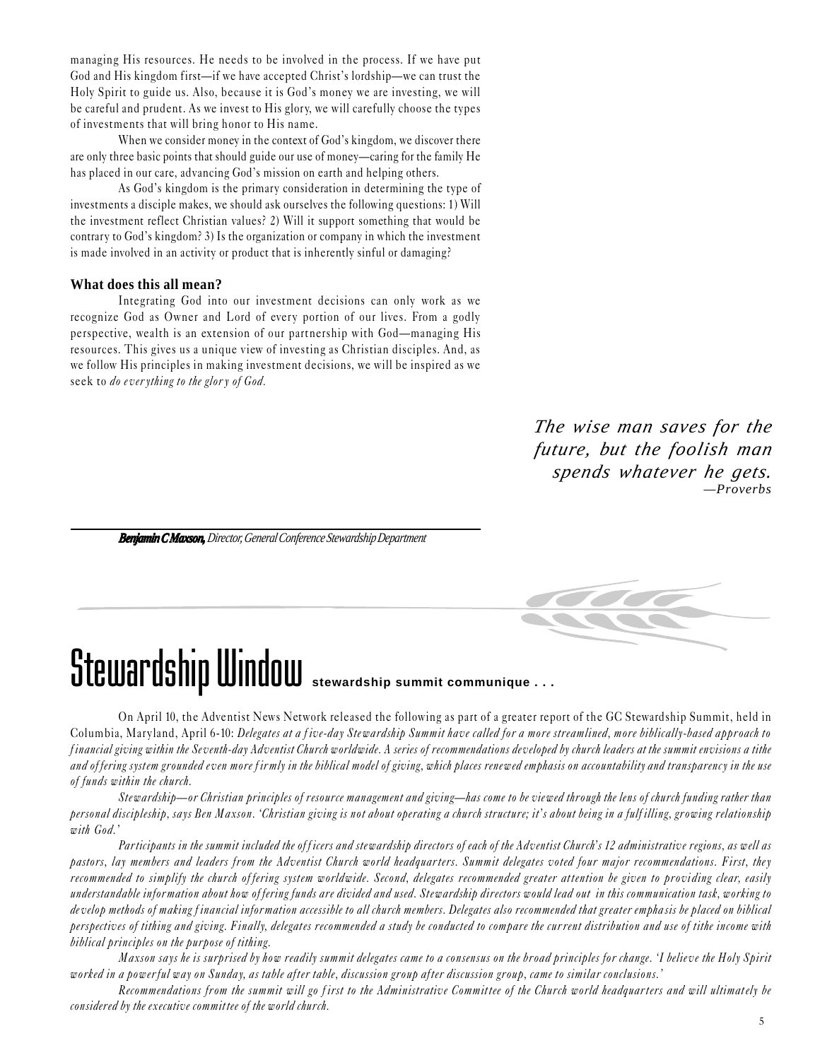managing His resources. He needs to be involved in the process. If we have put God and His kingdom first—if we have accepted Christ's lordship—we can trust the Holy Spirit to guide us. Also, because it is God's money we are investing, we will be careful and prudent. As we invest to His glory, we will carefully choose the types of investments that will bring honor to His name.

When we consider money in the context of God's kingdom, we discover there are only three basic points that should guide our use of money—caring for the family He has placed in our care, advancing God's mission on earth and helping others.

As God's kingdom is the primary consideration in determining the type of investments a disciple makes, we should ask ourselves the following questions: 1) Will the investment reflect Christian values? 2) Will it support something that would be contrary to God's kingdom? 3) Is the organization or company in which the investment is made involved in an activity or product that is inherently sinful or damaging?

**What does this all mean?**

Integrating God into our investment decisions can only work as we recognize God as Owner and Lord of every portion of our lives. From a godly perspective, wealth is an extension of our partnership with God—managing His resources. This gives us a unique view of investing as Christian disciples. And, as we follow His principles in making investment decisions, we will be inspired as we seek to *do everything to the glory of God.*

*The wise man saves for the future, but the foolish man spends whatever he gets.*
*—Proverbs*

***Benjamin C. Maxson,*** *Director, General Conference Stewardship Department*

# Stewardship Window **stewardship summit communique . . .**

On April 10, the Adventist News Network released the following as part of a greater report of the GC Stewardship Summit, held in Columbia, Maryland, April 6-10: *Delegates at a five-day Stewardship Summit have called for a more streamlined, more biblically-based approach to financial giving within the Seventh-day Adventist Church worldwide. A series of recommendations developed by church leaders at the summit envisions a tithe and offering system grounded even more firmly in the biblical model of giving, which places renewed emphasis on accountability and transparency in the use of funds within the church.*

*Stewardship—or Christian principles of resource management and giving—has come to be viewed through the lens of church funding rather than personal discipleship, says Ben Maxson. 'Christian giving is not about operating a church structure; it's about being in a fulfilling, growing relationship with God.'*

*Participants in the summit included the officers and stewardship directors of each of the Adventist Church's 12 administrative regions, as well as pastors, lay members and leaders from the Adventist Church world headquarters. Summit delegates voted four major recommendations. First, they recommended to simplify the church offering system worldwide. Second, delegates recommended greater attention be given to providing clear, easily understandable information about how offering funds are divided and used. Stewardship directors would lead out in this communication task, working to develop methods of making financial information accessible to all church members. Delegates also recommended that greater emphasis be placed on biblical perspectives of tithing and giving. Finally, delegates recommended a study be conducted to compare the current distribution and use of tithe income with biblical principles on the purpose of tithing.*

*Maxson says he is surprised by how readily summit delegates came to a consensus on the broad principles for change. 'I believe the Holy Spirit worked in a powerful way on Sunday, as table after table, discussion group after discussion group, came to similar conclusions.'*

*Recommendations from the summit will go first to the Administrative Committee of the Church world headquarters and will ultimately be considered by the executive committee of the world church.*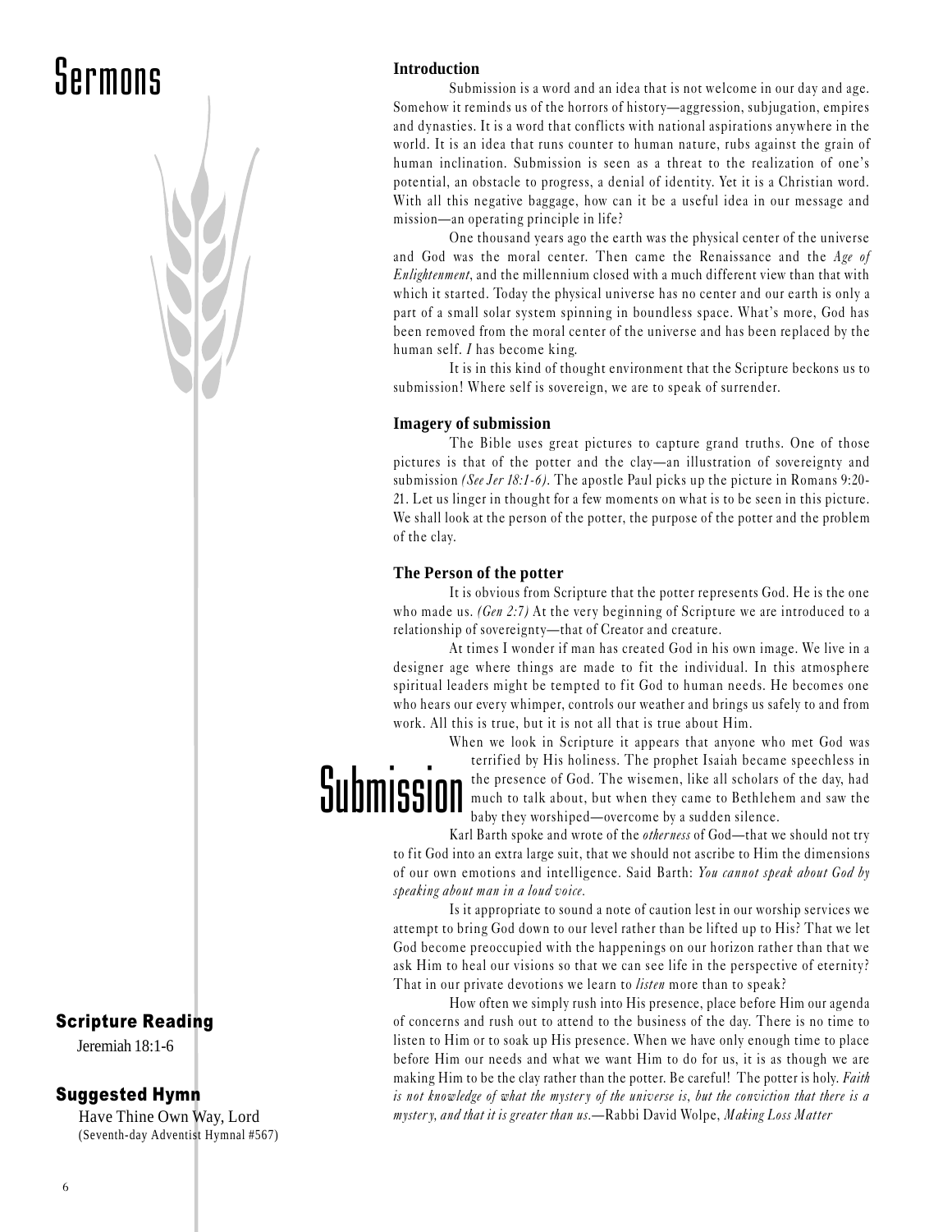# Sermons

# Submission

## Scripture Reading

Jeremiah 18:1-6

## Suggested Hymn

Have Thine Own Way, Lord
(Seventh-day Adventist Hymnal #567)

### Introduction

Submission is a word and an idea that is not welcome in our day and age. Somehow it reminds us of the horrors of history—aggression, subjugation, empires and dynasties. It is a word that conflicts with national aspirations anywhere in the world. It is an idea that runs counter to human nature, rubs against the grain of human inclination. Submission is seen as a threat to the realization of one's potential, an obstacle to progress, a denial of identity. Yet it is a Christian word. With all this negative baggage, how can it be a useful idea in our message and mission—an operating principle in life?

One thousand years ago the earth was the physical center of the universe and God was the moral center. Then came the Renaissance and the *Age of Enlightenment*, and the millennium closed with a much different view than that with which it started. Today the physical universe has no center and our earth is only a part of a small solar system spinning in boundless space. What's more, God has been removed from the moral center of the universe and has been replaced by the human self. *I* has become king.

It is in this kind of thought environment that the Scripture beckons us to submission! Where self is sovereign, we are to speak of surrender.

### Imagery of submission

The Bible uses great pictures to capture grand truths. One of those pictures is that of the potter and the clay—an illustration of sovereignty and submission *(See Jer 18:1-6)*. The apostle Paul picks up the picture in Romans 9:20-21. Let us linger in thought for a few moments on what is to be seen in this picture. We shall look at the person of the potter, the purpose of the potter and the problem of the clay.

### The Person of the potter

It is obvious from Scripture that the potter represents God. He is the one who made us. *(Gen 2:7)* At the very beginning of Scripture we are introduced to a relationship of sovereignty—that of Creator and creature.

At times I wonder if man has created God in his own image. We live in a designer age where things are made to fit the individual. In this atmosphere spiritual leaders might be tempted to fit God to human needs. He becomes one who hears our every whimper, controls our weather and brings us safely to and from work. All this is true, but it is not all that is true about Him.

When we look in Scripture it appears that anyone who met God was terrified by His holiness. The prophet Isaiah became speechless in the presence of God. The wisemen, like all scholars of the day, had much to talk about, but when they came to Bethlehem and saw the baby they worshiped—overcome by a sudden silence.

Karl Barth spoke and wrote of the *otherness* of God—that we should not try to fit God into an extra large suit, that we should not ascribe to Him the dimensions of our own emotions and intelligence. Said Barth: *You cannot speak about God by speaking about man in a loud voice.*

Is it appropriate to sound a note of caution lest in our worship services we attempt to bring God down to our level rather than be lifted up to His? That we let God become preoccupied with the happenings on our horizon rather than that we ask Him to heal our visions so that we can see life in the perspective of eternity? That in our private devotions we learn to *listen* more than to speak?

How often we simply rush into His presence, place before Him our agenda of concerns and rush out to attend to the business of the day. There is no time to listen to Him or to soak up His presence. When we have only enough time to place before Him our needs and what we want Him to do for us, it is as though we are making Him to be the clay rather than the potter. Be careful! The potter is holy. *Faith is not knowledge of what the mystery of the universe is, but the conviction that there is a mystery, and that it is greater than us.*—Rabbi David Wolpe, *Making Loss Matter*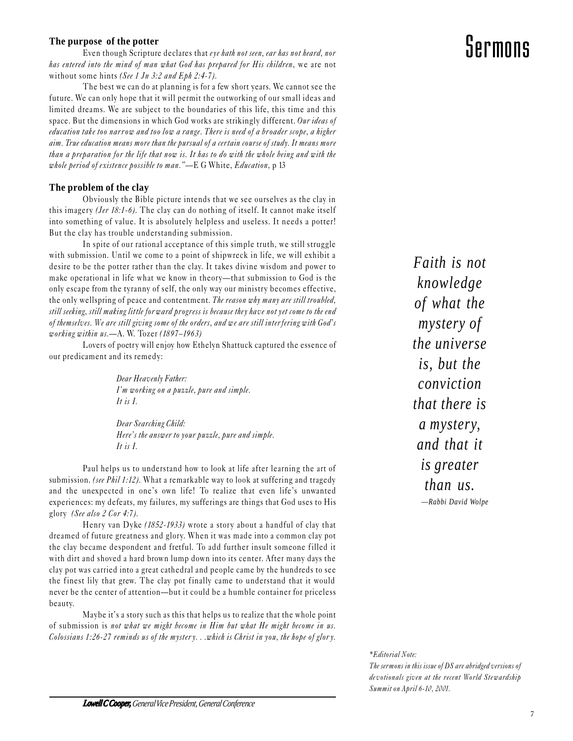## The purpose of the potter

Even though Scripture declares that *eye hath not seen, ear has not heard, nor has entered into the mind of man what God has prepared for His children*, we are not without some hints *(See 1 Jn 3:2 and Eph 2:4-7).*

The best we can do at planning is for a few short years. We cannot see the future. We can only hope that it will permit the outworking of our small ideas and limited dreams. We are subject to the boundaries of this life, this time and this space. But the dimensions in which God works are strikingly different. *Our ideas of education take too narrow and too low a range. There is need of a broader scope, a higher aim. True education means more than the pursual of a certain course of study. It means more than a preparation for the life that now is. It has to do with the whole being and with the whole period of existence possible to man."*—E G White, *Education*, p 13

## The problem of the clay

Obviously the Bible picture intends that we see ourselves as the clay in this imagery *(Jer 18:1-6).* The clay can do nothing of itself. It cannot make itself into something of value. It is absolutely helpless and useless. It needs a potter! But the clay has trouble understanding submission.

In spite of our rational acceptance of this simple truth, we still struggle with submission. Until we come to a point of shipwreck in life, we will exhibit a desire to be the potter rather than the clay. It takes divine wisdom and power to make operational in life what we know in theory—that submission to God is the only escape from the tyranny of self, the only way our ministry becomes effective, the only wellspring of peace and contentment. *The reason why many are still troubled, still seeking, still making little forward progress is because they have not yet come to the end of themselves. We are still giving some of the orders, and we are still interfering with God's working within us.*—A. W. Tozer *(1897–1963)*

Lovers of poetry will enjoy how Ethelyn Shattuck captured the essence of our predicament and its remedy:

> *Dear Heavenly Father:*
> *I'm working on a puzzle, pure and simple.*
> *It is I.*
>
> *Dear Searching Child:*
> *Here's the answer to your puzzle, pure and simple.*
> *It is I.*

Paul helps us to understand how to look at life after learning the art of submission. *(see Phil 1:12).* What a remarkable way to look at suffering and tragedy and the unexpected in one's own life! To realize that even life's unwanted experiences: my defeats, my failures, my sufferings are things that God uses to His glory *(See also 2 Cor 4:7).*

Henry van Dyke *(1852-1933)* wrote a story about a handful of clay that dreamed of future greatness and glory. When it was made into a common clay pot the clay became despondent and fretful. To add further insult someone filled it with dirt and shoved a hard brown lump down into its center. After many days the clay pot was carried into a great cathedral and people came by the hundreds to see the finest lily that grew. The clay pot finally came to understand that it would never be the center of attention—but it could be a humble container for priceless beauty.

Maybe it's a story such as this that helps us to realize that the whole point of submission is *not what we might become in Him but what He might become in us. Colossians 1:26-27 reminds us of the mystery. . .which is Christ in you, the hope of glory.*

***Lowell C Cooper,*** *General Vice President, General Conference*

> *Faith is not knowledge of what the mystery of the universe is, but the conviction that there is a mystery, and that it is greater than us.*
>
> *—Rabbi David Wolpe*

*\*Editorial Note:*
*The sermons in this issue of DS are abridged versions of devotionals given at the recent World Stewardship Summit on April 6-10, 2001.*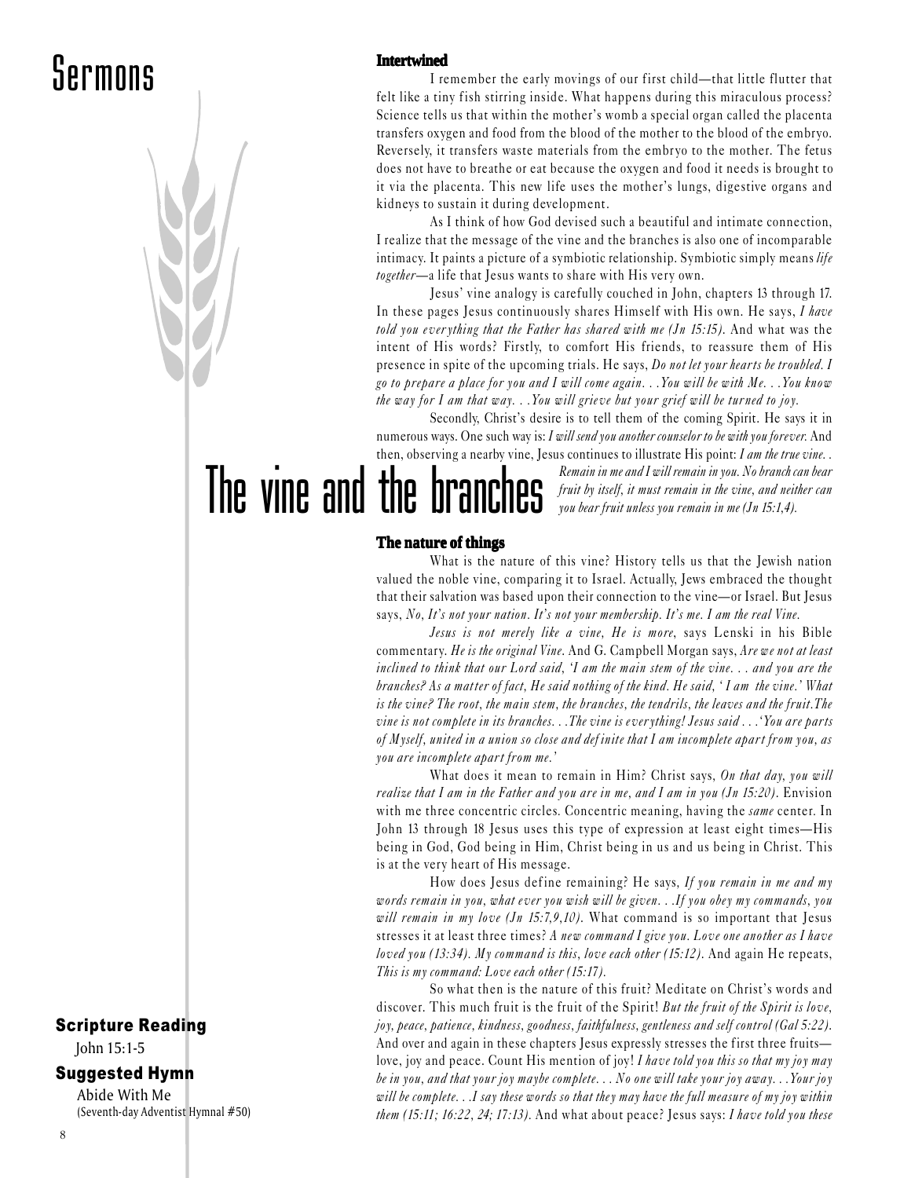## Sermons

# The vine and the branches

### Intertwined

I remember the early movings of our first child—that little flutter that felt like a tiny fish stirring inside. What happens during this miraculous process? Science tells us that within the mother's womb a special organ called the placenta transfers oxygen and food from the blood of the mother to the blood of the embryo. Reversely, it transfers waste materials from the embryo to the mother. The fetus does not have to breathe or eat because the oxygen and food it needs is brought to it via the placenta. This new life uses the mother's lungs, digestive organs and kidneys to sustain it during development.

As I think of how God devised such a beautiful and intimate connection, I realize that the message of the vine and the branches is also one of incomparable intimacy. It paints a picture of a symbiotic relationship. Symbiotic simply means *life together*—a life that Jesus wants to share with His very own.

Jesus' vine analogy is carefully couched in John, chapters 13 through 17. In these pages Jesus continuously shares Himself with His own. He says, *I have told you everything that the Father has shared with me (Jn 15:15).* And what was the intent of His words? Firstly, to comfort His friends, to reassure them of His presence in spite of the upcoming trials. He says, *Do not let your hearts be troubled. I go to prepare a place for you and I will come again. . .You will be with Me. . .You know the way for I am that way. . .You will grieve but your grief will be turned to joy.*

Secondly, Christ's desire is to tell them of the coming Spirit. He says it in numerous ways. One such way is: *I will send you another counselor to be with you forever.* And then, observing a nearby vine, Jesus continues to illustrate His point: *I am the true vine. . Remain in me and I will remain in you. No branch can bear fruit by itself, it must remain in the vine, and neither can you bear fruit unless you remain in me (Jn 15:1,4).*

### The nature of things

What is the nature of this vine? History tells us that the Jewish nation valued the noble vine, comparing it to Israel. Actually, Jews embraced the thought that their salvation was based upon their connection to the vine—or Israel. But Jesus says, *No, It's not your nation. It's not your membership. It's me. I am the real Vine.*

*Jesus is not merely like a vine, He is more,* says Lenski in his Bible commentary. *He is the original Vine.* And G. Campbell Morgan says, *Are we not at least inclined to think that our Lord said, 'I am the main stem of the vine. . . and you are the branches? As a matter of fact, He said nothing of the kind. He said, ' I am the vine.' What is the vine? The root, the main stem, the branches, the tendrils, the leaves and the fruit.The vine is not complete in its branches. . .The vine is everything! Jesus said . . .'You are parts of Myself, united in a union so close and definite that I am incomplete apart from you, as you are incomplete apart from me.'*

What does it mean to remain in Him? Christ says, *On that day, you will realize that I am in the Father and you are in me, and I am in you (Jn 15:20).* Envision with me three concentric circles. Concentric meaning, having the *same* center. In John 13 through 18 Jesus uses this type of expression at least eight times—His being in God, God being in Him, Christ being in us and us being in Christ. This is at the very heart of His message.

How does Jesus define remaining? He says, *If you remain in me and my words remain in you, what ever you wish will be given. . .If you obey my commands, you will remain in my love (Jn 15:7,9,10).* What command is so important that Jesus stresses it at least three times? *A new command I give you. Love one another as I have loved you (13:34). My command is this, love each other (15:12).* And again He repeats, *This is my command: Love each other (15:17).*

So what then is the nature of this fruit? Meditate on Christ's words and discover. This much fruit is the fruit of the Spirit! *But the fruit of the Spirit is love, joy, peace, patience, kindness, goodness, faithfulness, gentleness and self control (Gal 5:22).* And over and again in these chapters Jesus expressly stresses the first three fruits—love, joy and peace. Count His mention of joy! *I have told you this so that my joy may be in you, and that your joy maybe complete. . . No one will take your joy away. . .Your joy will be complete. . .I say these words so that they may have the full measure of my joy within them (15:11; 16:22, 24; 17:13).* And what about peace? Jesus says: *I have told you these*

### Scripture Reading

John 15:1-5

### Suggested Hymn

Abide With Me
(Seventh-day Adventist Hymnal #50)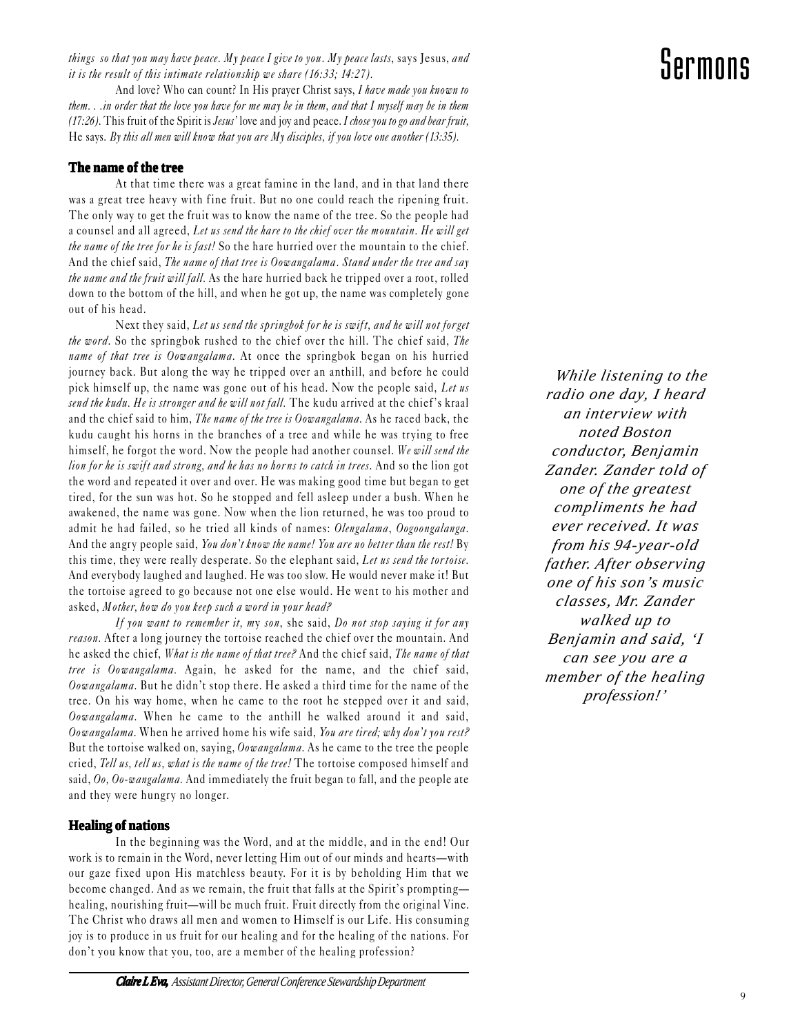*things so that you may have peace. My peace I give to you. My peace lasts*, says Jesus, *and it is the result of this intimate relationship we share (16:33; 14:27).*

And love? Who can count? In His prayer Christ says, *I have made you known to them. . .in order that the love you have for me may be in them, and that I myself may be in them (17:26).* This fruit of the Spirit is *Jesus'* love and joy and peace. *I chose you to go and bear fruit,* He says. *By this all men will know that you are My disciples, if you love one another (13:35).*

### The name of the tree

At that time there was a great famine in the land, and in that land there was a great tree heavy with fine fruit. But no one could reach the ripening fruit. The only way to get the fruit was to know the name of the tree. So the people had a counsel and all agreed, *Let us send the hare to the chief over the mountain. He will get the name of the tree for he is fast!* So the hare hurried over the mountain to the chief. And the chief said, *The name of that tree is Oowangalama. Stand under the tree and say the name and the fruit will fall.* As the hare hurried back he tripped over a root, rolled down to the bottom of the hill, and when he got up, the name was completely gone out of his head.

Next they said, *Let us send the springbok for he is swift, and he will not forget the word.* So the springbok rushed to the chief over the hill. The chief said, *The name of that tree is Oowangalama.* At once the springbok began on his hurried journey back. But along the way he tripped over an anthill, and before he could pick himself up, the name was gone out of his head. Now the people said, *Let us send the kudu. He is stronger and he will not fall.* The kudu arrived at the chief's kraal and the chief said to him, *The name of the tree is Oowangalama.* As he raced back, the kudu caught his horns in the branches of a tree and while he was trying to free himself, he forgot the word. Now the people had another counsel. *We will send the lion for he is swift and strong, and he has no horns to catch in trees.* And so the lion got the word and repeated it over and over. He was making good time but began to get tired, for the sun was hot. So he stopped and fell asleep under a bush. When he awakened, the name was gone. Now when the lion returned, he was too proud to admit he had failed, so he tried all kinds of names: *Olengalama*, *Oogoongalanga*. And the angry people said, *You don't know the name! You are no better than the rest!* By this time, they were really desperate. So the elephant said, *Let us send the tortoise.* And everybody laughed and laughed. He was too slow. He would never make it! But the tortoise agreed to go because not one else would. He went to his mother and asked, *Mother, how do you keep such a word in your head?*

*If you want to remember it, my son*, she said, *Do not stop saying it for any reason.* After a long journey the tortoise reached the chief over the mountain. And he asked the chief, *What is the name of that tree?* And the chief said, *The name of that tree is Oowangalama.* Again, he asked for the name, and the chief said, *Oowangalama.* But he didn't stop there. He asked a third time for the name of the tree. On his way home, when he came to the root he stepped over it and said, *Oowangalama.* When he came to the anthill he walked around it and said, *Oowangalama.* When he arrived home his wife said, *You are tired; why don't you rest?* But the tortoise walked on, saying, *Oowangalama.* As he came to the tree the people cried, *Tell us, tell us, what is the name of the tree!* The tortoise composed himself and said, *Oo, Oo-wangalama.* And immediately the fruit began to fall, and the people ate and they were hungry no longer.

### Healing of nations

In the beginning was the Word, and at the middle, and in the end! Our work is to remain in the Word, never letting Him out of our minds and hearts—with our gaze fixed upon His matchless beauty. For it is by beholding Him that we become changed. And as we remain, the fruit that falls at the Spirit's prompting—healing, nourishing fruit—will be much fruit. Fruit directly from the original Vine. The Christ who draws all men and women to Himself is our Life. His consuming joy is to produce in us fruit for our healing and for the healing of the nations. For don't you know that you, too, are a member of the healing profession?

***Claire L Eva,*** *Assistant Director, General Conference Stewardship Department*

*While listening to the radio one day, I heard an interview with noted Boston conductor, Benjamin Zander. Zander told of one of the greatest compliments he had ever received. It was from his 94-year-old father. After observing one of his son's music classes, Mr. Zander walked up to Benjamin and said, 'I can see you are a member of the healing profession!'*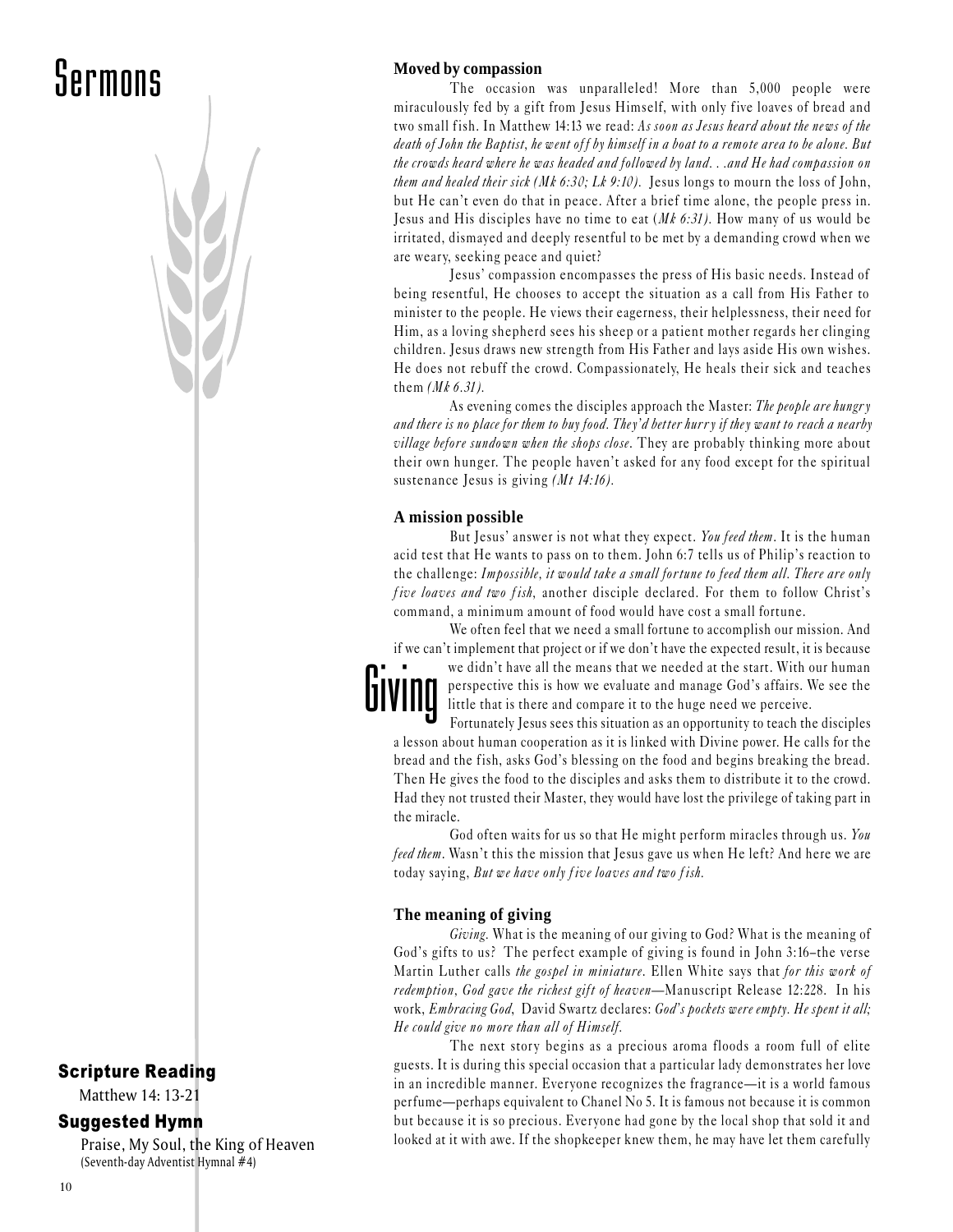# Sermons

## Giving

**Scripture Reading**

Matthew 14: 13-21

**Suggested Hymn**

Praise, My Soul, the King of Heaven
(Seventh-day Adventist Hymnal #4)

### Moved by compassion

The occasion was unparalleled! More than 5,000 people were miraculously fed by a gift from Jesus Himself, with only five loaves of bread and two small fish. In Matthew 14:13 we read: *As soon as Jesus heard about the news of the death of John the Baptist, he went off by himself in a boat to a remote area to be alone. But the crowds heard where he was headed and followed by land. . .and He had compassion on them and healed their sick (Mk 6:30; Lk 9:10).* Jesus longs to mourn the loss of John, but He can't even do that in peace. After a brief time alone, the people press in. Jesus and His disciples have no time to eat (*Mk 6:31).* How many of us would be irritated, dismayed and deeply resentful to be met by a demanding crowd when we are weary, seeking peace and quiet?

Jesus' compassion encompasses the press of His basic needs. Instead of being resentful, He chooses to accept the situation as a call from His Father to minister to the people. He views their eagerness, their helplessness, their need for Him, as a loving shepherd sees his sheep or a patient mother regards her clinging children. Jesus draws new strength from His Father and lays aside His own wishes. He does not rebuff the crowd. Compassionately, He heals their sick and teaches them *(Mk 6.31).*

As evening comes the disciples approach the Master: *The people are hungry and there is no place for them to buy food. They'd better hurry if they want to reach a nearby village before sundown when the shops close.* They are probably thinking more about their own hunger. The people haven't asked for any food except for the spiritual sustenance Jesus is giving *(Mt 14:16).*

### A mission possible

But Jesus' answer is not what they expect. *You feed them*. It is the human acid test that He wants to pass on to them. John 6:7 tells us of Philip's reaction to the challenge: *Impossible, it would take a small fortune to feed them all. There are only five loaves and two fish,* another disciple declared. For them to follow Christ's command, a minimum amount of food would have cost a small fortune.

We often feel that we need a small fortune to accomplish our mission. And if we can't implement that project or if we don't have the expected result, it is because we didn't have all the means that we needed at the start. With our human perspective this is how we evaluate and manage God's affairs. We see the little that is there and compare it to the huge need we perceive.

Fortunately Jesus sees this situation as an opportunity to teach the disciples a lesson about human cooperation as it is linked with Divine power. He calls for the bread and the fish, asks God's blessing on the food and begins breaking the bread. Then He gives the food to the disciples and asks them to distribute it to the crowd. Had they not trusted their Master, they would have lost the privilege of taking part in the miracle.

God often waits for us so that He might perform miracles through us. *You feed them*. Wasn't this the mission that Jesus gave us when He left? And here we are today saying, *But we have only five loaves and two fish.*

### The meaning of giving

*Giving.* What is the meaning of our giving to God? What is the meaning of God's gifts to us? The perfect example of giving is found in John 3:16–the verse Martin Luther calls *the gospel in miniature*. Ellen White says that *for this work of redemption, God gave the richest gift of heaven*—Manuscript Release 12:228. In his work, *Embracing God*, David Swartz declares: *God's pockets were empty. He spent it all; He could give no more than all of Himself.*

The next story begins as a precious aroma floods a room full of elite guests. It is during this special occasion that a particular lady demonstrates her love in an incredible manner. Everyone recognizes the fragrance—it is a world famous perfume—perhaps equivalent to Chanel No 5. It is famous not because it is common but because it is so precious. Everyone had gone by the local shop that sold it and looked at it with awe. If the shopkeeper knew them, he may have let them carefully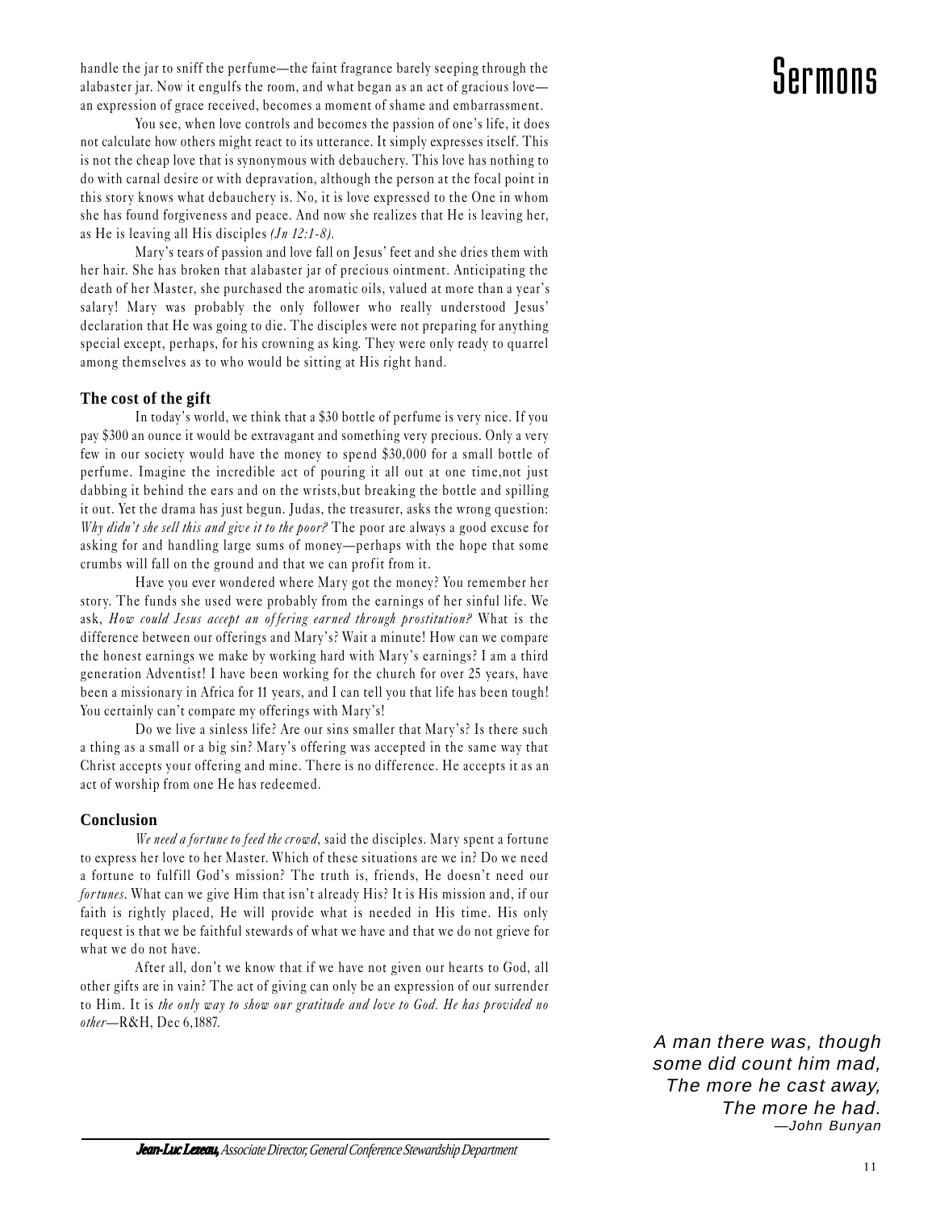handle the jar to sniff the perfume—the faint fragrance barely seeping through the alabaster jar. Now it engulfs the room, and what began as an act of gracious love—an expression of grace received, becomes a moment of shame and embarrassment.

You see, when love controls and becomes the passion of one's life, it does not calculate how others might react to its utterance. It simply expresses itself. This is not the cheap love that is synonymous with debauchery. This love has nothing to do with carnal desire or with depravation, although the person at the focal point in this story knows what debauchery is. No, it is love expressed to the One in whom she has found forgiveness and peace. And now she realizes that He is leaving her, as He is leaving all His disciples *(Jn 12:1-8)*.

Mary's tears of passion and love fall on Jesus' feet and she dries them with her hair. She has broken that alabaster jar of precious ointment. Anticipating the death of her Master, she purchased the aromatic oils, valued at more than a year's salary! Mary was probably the only follower who really understood Jesus' declaration that He was going to die. The disciples were not preparing for anything special except, perhaps, for his crowning as king. They were only ready to quarrel among themselves as to who would be sitting at His right hand.

### The cost of the gift

In today's world, we think that a $30 bottle of perfume is very nice. If you pay $300 an ounce it would be extravagant and something very precious. Only a very few in our society would have the money to spend $30,000 for a small bottle of perfume. Imagine the incredible act of pouring it all out at one time,not just dabbing it behind the ears and on the wrists,but breaking the bottle and spilling it out. Yet the drama has just begun. Judas, the treasurer, asks the wrong question: *Why didn't she sell this and give it to the poor?* The poor are always a good excuse for asking for and handling large sums of money—perhaps with the hope that some crumbs will fall on the ground and that we can profit from it.

Have you ever wondered where Mary got the money? You remember her story. The funds she used were probably from the earnings of her sinful life. We ask, *How could Jesus accept an offering earned through prostitution?* What is the difference between our offerings and Mary's? Wait a minute! How can we compare the honest earnings we make by working hard with Mary's earnings? I am a third generation Adventist! I have been working for the church for over 25 years, have been a missionary in Africa for 11 years, and I can tell you that life has been tough! You certainly can't compare my offerings with Mary's!

Do we live a sinless life? Are our sins smaller that Mary's? Is there such a thing as a small or a big sin? Mary's offering was accepted in the same way that Christ accepts your offering and mine. There is no difference. He accepts it as an act of worship from one He has redeemed.

### Conclusion

*We need a fortune to feed the crowd*, said the disciples. Mary spent a fortune to express her love to her Master. Which of these situations are we in? Do we need a fortune to fulfill God's mission? The truth is, friends, He doesn't need our *fortunes*. What can we give Him that isn't already His? It is His mission and, if our faith is rightly placed, He will provide what is needed in His time. His only request is that we be faithful stewards of what we have and that we do not grieve for what we do not have.

After all, don't we know that if we have not given our hearts to God, all other gifts are in vain? The act of giving can only be an expression of our surrender to Him. It is *the only way to show our gratitude and love to God. He has provided no other*—R&H, Dec 6,1887.

***Jean-Luc Lezeau,*** *Associate Director, General Conference Stewardship Department*

*A man there was, though*
*some did count him mad,*
*The more he cast away,*
*The more he had.*
*—John Bunyan*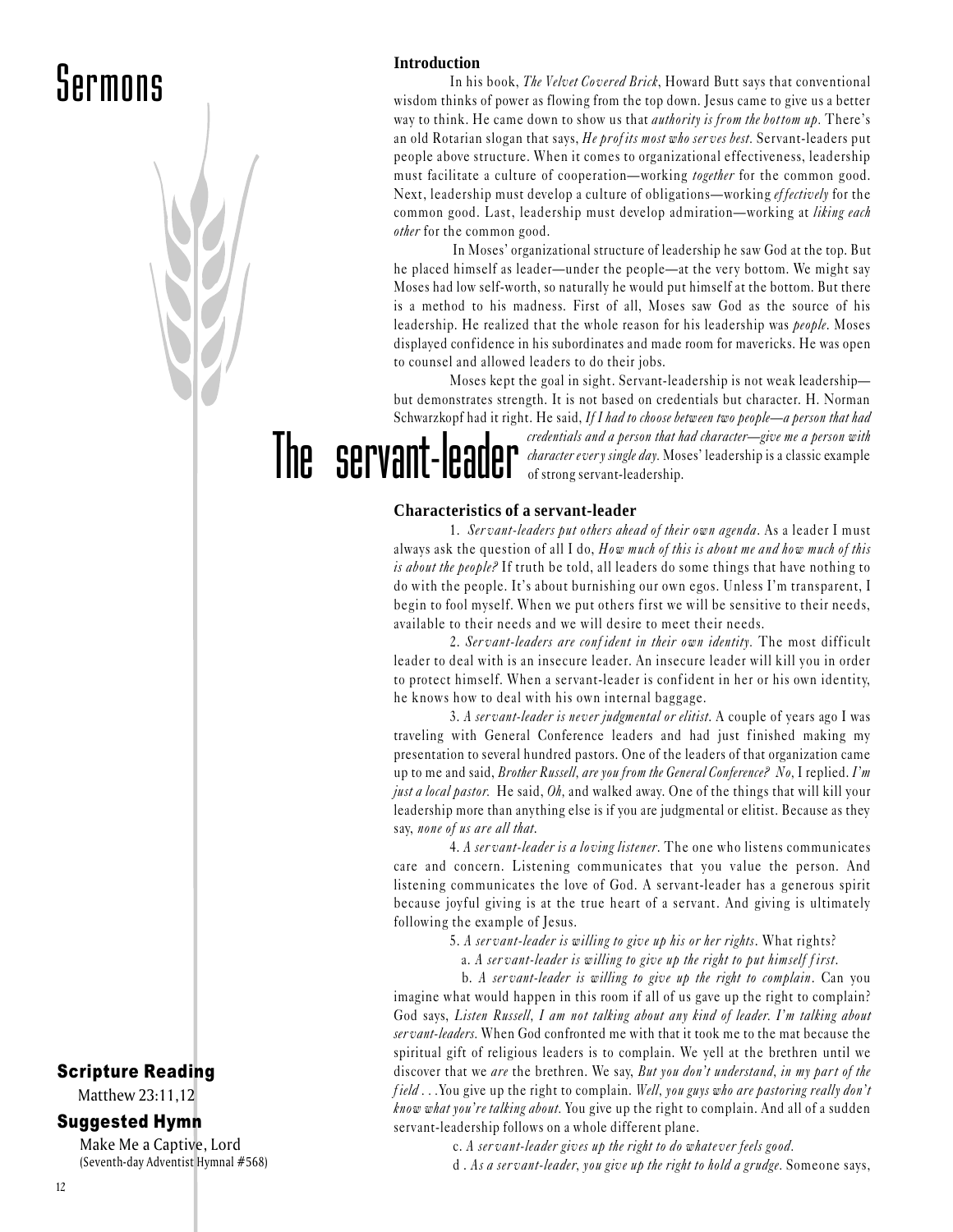# Sermons

# The servant-leader

## Introduction

In his book, *The Velvet Covered Brick*, Howard Butt says that conventional wisdom thinks of power as flowing from the top down. Jesus came to give us a better way to think. He came down to show us that *authority is from the bottom up*. There's an old Rotarian slogan that says, *He profits most who serves best.* Servant-leaders put people above structure. When it comes to organizational effectiveness, leadership must facilitate a culture of cooperation—working *together* for the common good. Next, leadership must develop a culture of obligations—working *effectively* for the common good. Last, leadership must develop admiration—working at *liking each other* for the common good.

In Moses' organizational structure of leadership he saw God at the top. But he placed himself as leader—under the people—at the very bottom. We might say Moses had low self-worth, so naturally he would put himself at the bottom. But there is a method to his madness. First of all, Moses saw God as the source of his leadership. He realized that the whole reason for his leadership was *people*. Moses displayed confidence in his subordinates and made room for mavericks. He was open to counsel and allowed leaders to do their jobs.

Moses kept the goal in sight. Servant-leadership is not weak leadership—but demonstrates strength. It is not based on credentials but character. H. Norman Schwarzkopf had it right. He said, *If I had to choose between two people—a person that had credentials and a person that had character—give me a person with character every single day.* Moses' leadership is a classic example of strong servant-leadership.

## Characteristics of a servant-leader

1. *Servant-leaders put others ahead of their own agenda*. As a leader I must always ask the question of all I do, *How much of this is about me and how much of this is about the people?* If truth be told, all leaders do some things that have nothing to do with the people. It's about burnishing our own egos. Unless I'm transparent, I begin to fool myself. When we put others first we will be sensitive to their needs, available to their needs and we will desire to meet their needs.

2. *Servant-leaders are confident in their own identity.* The most difficult leader to deal with is an insecure leader. An insecure leader will kill you in order to protect himself. When a servant-leader is confident in her or his own identity, he knows how to deal with his own internal baggage.

3. *A servant-leader is never judgmental or elitist*. A couple of years ago I was traveling with General Conference leaders and had just finished making my presentation to several hundred pastors. One of the leaders of that organization came up to me and said, *Brother Russell, are you from the General Conference? No*, I replied. *I'm just a local pastor.* He said, *Oh,* and walked away. One of the things that will kill your leadership more than anything else is if you are judgmental or elitist. Because as they say, *none of us are all that*.

4. *A servant-leader is a loving listener*. The one who listens communicates care and concern. Listening communicates that you value the person. And listening communicates the love of God. A servant-leader has a generous spirit because joyful giving is at the true heart of a servant. And giving is ultimately following the example of Jesus.

5. *A servant-leader is willing to give up his or her rights*. What rights?

   a. *A servant-leader is willing to give up the right to put himself first*.

   b. *A servant-leader is willing to give up the right to complain*. Can you imagine what would happen in this room if all of us gave up the right to complain? God says, *Listen Russell, I am not talking about any kind of leader. I'm talking about servant-leaders.* When God confronted me with that it took me to the mat because the spiritual gift of religious leaders is to complain. We yell at the brethren until we discover that we *are* the brethren. We say, *But you don't understand, in my part of the field . . .*You give up the right to complain. *Well, you guys who are pastoring really don't know what you're talking about.* You give up the right to complain. And all of a sudden servant-leadership follows on a whole different plane.

   c. *A servant-leader gives up the right to do whatever feels good*.

   d. *As a servant-leader, you give up the right to hold a grudge*. Someone says,

### Scripture Reading

Matthew 23:11,12

### Suggested Hymn

Make Me a Captive, Lord
(Seventh-day Adventist Hymnal #568)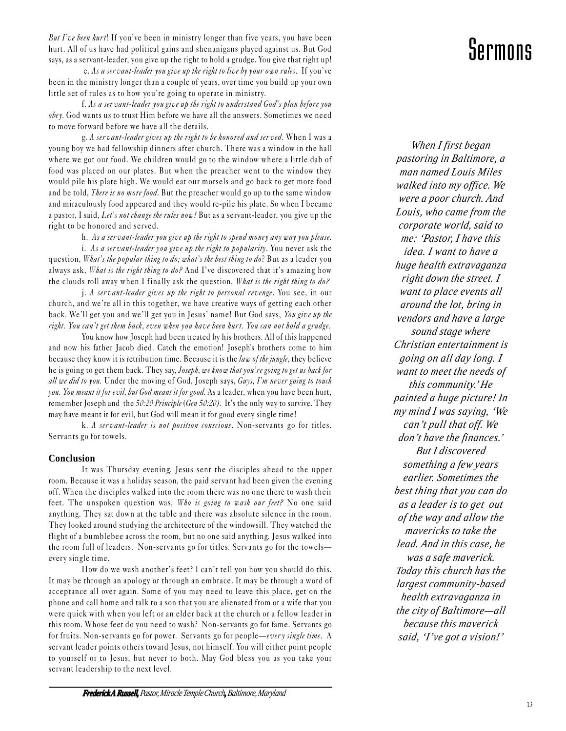# Sermons

*But I've been hurt*! If you've been in ministry longer than five years, you have been hurt. All of us have had political gains and shenanigans played against us. But God says, as a servant-leader, you give up the right to hold a grudge. You give that right up!

e. *As a servant-leader you give up the right to live by your own rules*. If you've been in the ministry longer than a couple of years, over time you build up your own little set of rules as to how you're going to operate in ministry.

f. *As a servant-leader you give up the right to understand God's plan before you obey*. God wants us to trust Him before we have all the answers. Sometimes we need to move forward before we have all the details.

g. *A servant-leader gives up the right to be honored and served*. When I was a young boy we had fellowship dinners after church. There was a window in the hall where we got our food. We children would go to the window where a little dab of food was placed on our plates. But when the preacher went to the window they would pile his plate high. We would eat our morsels and go back to get more food and be told, *There is no more food*. But the preacher would go up to the same window and miraculously food appeared and they would re-pile his plate. So when I became a pastor, I said, *Let's not change the rules now!* But as a servant-leader, you give up the right to be honored and served.

h. *As a servant-leader you give up the right to spend money any way you please.*

i. *As a servant-leader you give up the right to popularity*. You never ask the question, *What's the popular thing to do; what's the best thing to do*? But as a leader you always ask, *What is the right thing to do?* And I've discovered that it's amazing how the clouds roll away when I finally ask the question, *What is the right thing to do?*

j. *A servant-leader gives up the right to personal revenge*. You see, in our church, and we're all in this together, we have creative ways of getting each other back. We'll get you and we'll get you in Jesus' name! But God says, *You give up the right. You can't get them back, even when you have been hurt. You can not hold a grudge.*

You know how Joseph had been treated by his brothers. All of this happened and now his father Jacob died. Catch the emotion! Joseph's brothers come to him because they know it is retribution time. Because it is the *law of the jungle*, they believe he is going to get them back. They say, *Joseph, we know that you're going to get us back for all we did to you.* Under the moving of God, Joseph says, *Guys, I'm never going to touch you. You meant it for evil, but God meant it for good*. As a leader, when you have been hurt, remember Joseph and the *50:20 Principle* (*Gen 50:20*). It's the only way to survive. They may have meant it for evil, but God will mean it for good every single time!

k. *A servant-leader is not position conscious*. Non-servants go for titles. Servants go for towels.

*When I first began pastoring in Baltimore, a man named Louis Miles walked into my office. We were a poor church. And Louis, who came from the corporate world, said to me: 'Pastor, I have this idea. I want to have a huge health extravaganza right down the street. I want to place events all around the lot, bring in vendors and have a large sound stage where Christian entertainment is going on all day long. I want to meet the needs of this community.' He painted a huge picture! In my mind I was saying, 'We can't pull that off. We don't have the finances.' But I discovered something a few years earlier. Sometimes the best thing that you can do as a leader is to get out of the way and allow the mavericks to take the lead. And in this case, he was a safe maverick. Today this church has the largest community-based health extravaganza in the city of Baltimore—all because this maverick said, 'I've got a vision!'*

### Conclusion

It was Thursday evening. Jesus sent the disciples ahead to the upper room. Because it was a holiday season, the paid servant had been given the evening off. When the disciples walked into the room there was no one there to wash their feet. The unspoken question was, *Who is going to wash our feet?* No one said anything. They sat down at the table and there was absolute silence in the room. They looked around studying the architecture of the windowsill. They watched the flight of a bumblebee across the room, but no one said anything. Jesus walked into the room full of leaders. Non-servants go for titles. Servants go for the towels—every single time.

How do we wash another's feet? I can't tell you how you should do this. It may be through an apology or through an embrace. It may be through a word of acceptance all over again. Some of you may need to leave this place, get on the phone and call home and talk to a son that you are alienated from or a wife that you were quick with when you left or an elder back at the church or a fellow leader in this room. Whose feet do you need to wash? Non-servants go for fame. Servants go for fruits. Non-servants go for power. Servants go for people—*every single time*. A servant leader points others toward Jesus, not himself. You will either point people to yourself or to Jesus, but never to both. May God bless you as you take your servant leadership to the next level.

***Frederick A Russell,*** *Pastor, Miracle Temple Church, Baltimore, Maryland*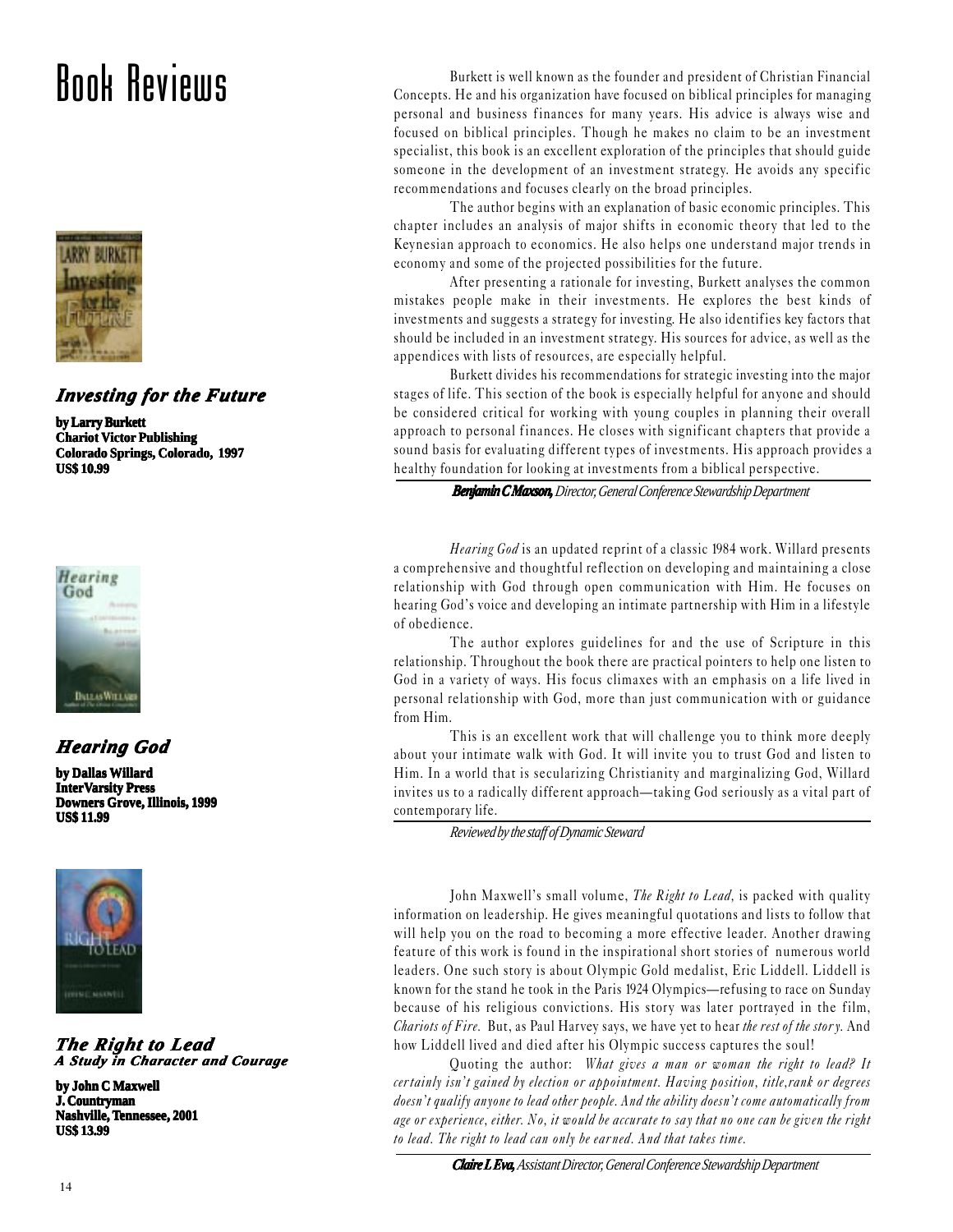# Book Reviews

### *Investing for the Future*

**by Larry Burkett**
**Chariot Victor Publishing**
**Colorado Springs, Colorado, 1997**
**US$ 10.99**

Burkett is well known as the founder and president of Christian Financial Concepts. He and his organization have focused on biblical principles for managing personal and business finances for many years. His advice is always wise and focused on biblical principles. Though he makes no claim to be an investment specialist, this book is an excellent exploration of the principles that should guide someone in the development of an investment strategy. He avoids any specific recommendations and focuses clearly on the broad principles.

The author begins with an explanation of basic economic principles. This chapter includes an analysis of major shifts in economic theory that led to the Keynesian approach to economics. He also helps one understand major trends in economy and some of the projected possibilities for the future.

After presenting a rationale for investing, Burkett analyses the common mistakes people make in their investments. He explores the best kinds of investments and suggests a strategy for investing. He also identifies key factors that should be included in an investment strategy. His sources for advice, as well as the appendices with lists of resources, are especially helpful.

Burkett divides his recommendations for strategic investing into the major stages of life. This section of the book is especially helpful for anyone and should be considered critical for working with young couples in planning their overall approach to personal finances. He closes with significant chapters that provide a sound basis for evaluating different types of investments. His approach provides a healthy foundation for looking at investments from a biblical perspective.

***Benjamin C Maxson,*** *Director, General Conference Stewardship Department*

### *Hearing God*

**by Dallas Willard**
**InterVarsity Press**
**Downers Grove, Illinois, 1999**
**US$ 11.99**

*Hearing God* is an updated reprint of a classic 1984 work. Willard presents a comprehensive and thoughtful reflection on developing and maintaining a close relationship with God through open communication with Him. He focuses on hearing God's voice and developing an intimate partnership with Him in a lifestyle of obedience.

The author explores guidelines for and the use of Scripture in this relationship. Throughout the book there are practical pointers to help one listen to God in a variety of ways. His focus climaxes with an emphasis on a life lived in personal relationship with God, more than just communication with or guidance from Him.

This is an excellent work that will challenge you to think more deeply about your intimate walk with God. It will invite you to trust God and listen to Him. In a world that is secularizing Christianity and marginalizing God, Willard invites us to a radically different approach—taking God seriously as a vital part of contemporary life.

*Reviewed by the staff of Dynamic Steward*

### *The Right to Lead*
#### *A Study in Character and Courage*

**by John C Maxwell**
**J. Countryman**
**Nashville, Tennessee, 2001**
**US$ 13.99**

John Maxwell's small volume, *The Right to Lead,* is packed with quality information on leadership. He gives meaningful quotations and lists to follow that will help you on the road to becoming a more effective leader. Another drawing feature of this work is found in the inspirational short stories of numerous world leaders. One such story is about Olympic Gold medalist, Eric Liddell. Liddell is known for the stand he took in the Paris 1924 Olympics—refusing to race on Sunday because of his religious convictions. His story was later portrayed in the film, *Chariots of Fire.* But, as Paul Harvey says, we have yet to hear *the rest of the story.* And how Liddell lived and died after his Olympic success captures the soul!

Quoting the author: *What gives a man or woman the right to lead? It certainly isn't gained by election or appointment. Having position, title,rank or degrees doesn't qualify anyone to lead other people. And the ability doesn't come automatically from age or experience, either. No, it would be accurate to say that no one can be given the right to lead. The right to lead can only be earned. And that takes time.*

***Claire L Eva,*** *Assistant Director, General Conference Stewardship Department*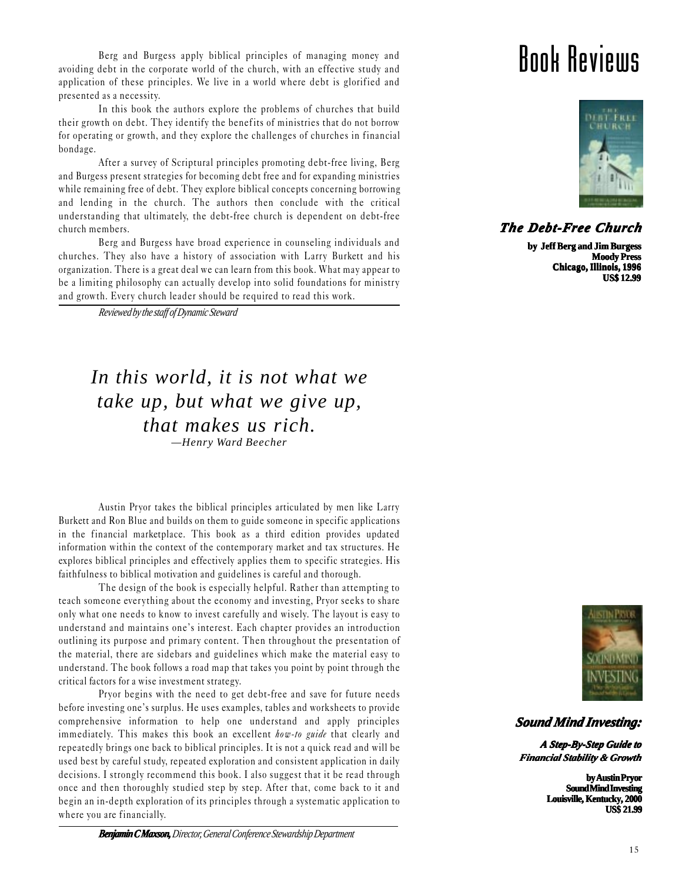# Book Reviews

### *The Debt-Free Church*

**by Jeff Berg and Jim Burgess**
**Moody Press**
**Chicago, Illinois, 1996**
**US$ 12.99**

Berg and Burgess apply biblical principles of managing money and avoiding debt in the corporate world of the church, with an effective study and application of these principles. We live in a world where debt is glorified and presented as a necessity.

In this book the authors explore the problems of churches that build their growth on debt. They identify the benefits of ministries that do not borrow for operating or growth, and they explore the challenges of churches in financial bondage.

After a survey of Scriptural principles promoting debt-free living, Berg and Burgess present strategies for becoming debt free and for expanding ministries while remaining free of debt. They explore biblical concepts concerning borrowing and lending in the church. The authors then conclude with the critical understanding that ultimately, the debt-free church is dependent on debt-free church members.

Berg and Burgess have broad experience in counseling individuals and churches. They also have a history of association with Larry Burkett and his organization. There is a great deal we can learn from this book. What may appear to be a limiting philosophy can actually develop into solid foundations for ministry and growth. Every church leader should be required to read this work.

*Reviewed by the staff of Dynamic Steward*

> *In this world, it is not what we take up, but what we give up, that makes us rich.*
> *—Henry Ward Beecher*

### *Sound Mind Investing:*

***A Step-By-Step Guide to Financial Stability & Growth***

**by Austin Pryor**
**Sound Mind Investing**
**Louisville, Kentucky, 2000**
**US$ 21.99**

Austin Pryor takes the biblical principles articulated by men like Larry Burkett and Ron Blue and builds on them to guide someone in specific applications in the financial marketplace. This book as a third edition provides updated information within the context of the contemporary market and tax structures. He explores biblical principles and effectively applies them to specific strategies. His faithfulness to biblical motivation and guidelines is careful and thorough.

The design of the book is especially helpful. Rather than attempting to teach someone everything about the economy and investing, Pryor seeks to share only what one needs to know to invest carefully and wisely. The layout is easy to understand and maintains one's interest. Each chapter provides an introduction outlining its purpose and primary content. Then throughout the presentation of the material, there are sidebars and guidelines which make the material easy to understand. The book follows a road map that takes you point by point through the critical factors for a wise investment strategy.

Pryor begins with the need to get debt-free and save for future needs before investing one's surplus. He uses examples, tables and worksheets to provide comprehensive information to help one understand and apply principles immediately. This makes this book an excellent *how-to guide* that clearly and repeatedly brings one back to biblical principles. It is not a quick read and will be used best by careful study, repeated exploration and consistent application in daily decisions. I strongly recommend this book. I also suggest that it be read through once and then thoroughly studied step by step. After that, come back to it and begin an in-depth exploration of its principles through a systematic application to where you are financially.

***Benjamin C Maxson,** Director, General Conference Stewardship Department*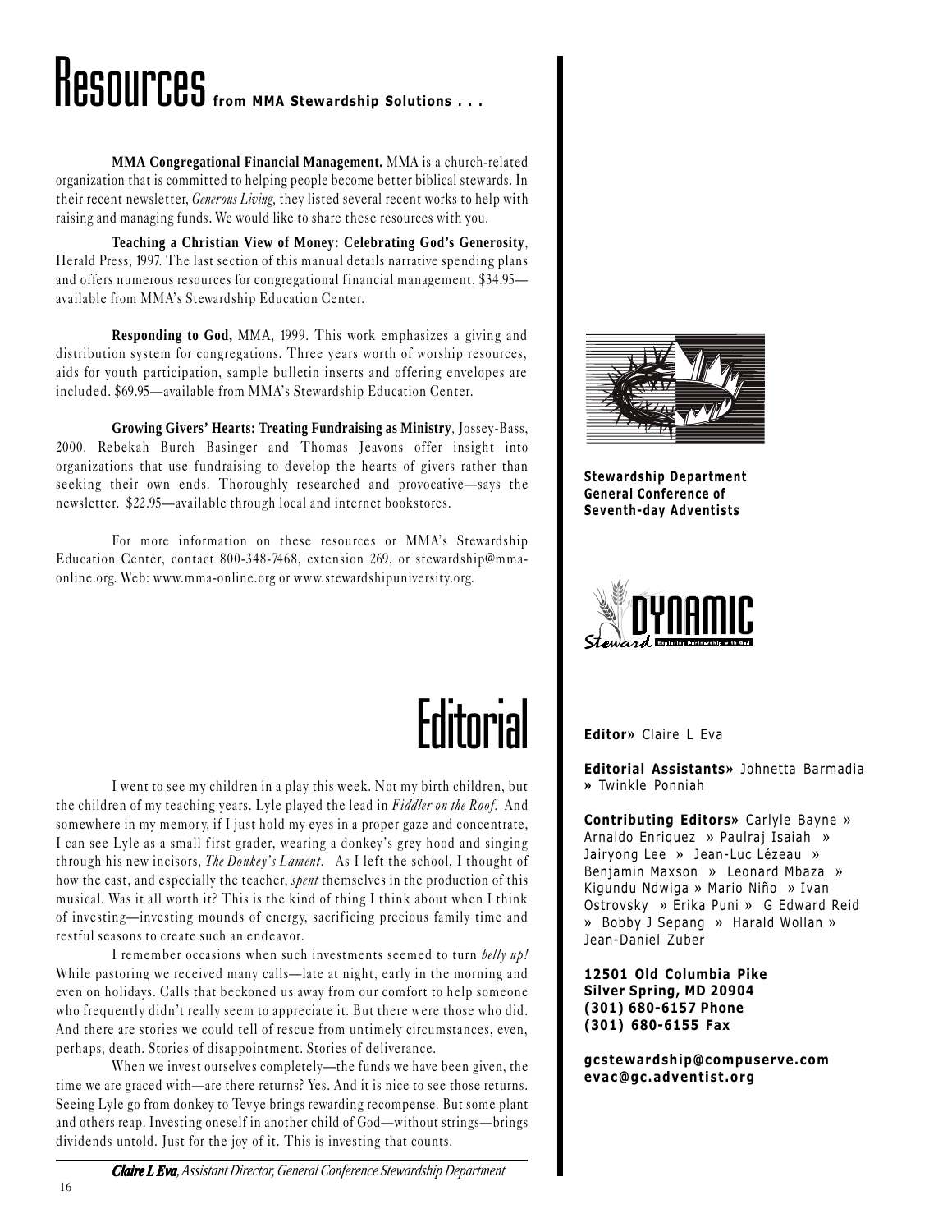# Resources from MMA Stewardship Solutions . . .

**MMA Congregational Financial Management.** MMA is a church-related organization that is committed to helping people become better biblical stewards. In their recent newsletter, *Generous Living*, they listed several recent works to help with raising and managing funds. We would like to share these resources with you.

**Teaching a Christian View of Money: Celebrating God's Generosity**, Herald Press, 1997. The last section of this manual details narrative spending plans and offers numerous resources for congregational financial management. $34.95—available from MMA's Stewardship Education Center.

**Responding to God,** MMA, 1999. This work emphasizes a giving and distribution system for congregations. Three years worth of worship resources, aids for youth participation, sample bulletin inserts and offering envelopes are included. $69.95—available from MMA's Stewardship Education Center.

**Growing Givers' Hearts: Treating Fundraising as Ministry**, Jossey-Bass, 2000. Rebekah Burch Basinger and Thomas Jeavons offer insight into organizations that use fundraising to develop the hearts of givers rather than seeking their own ends. Thoroughly researched and provocative—says the newsletter. $22.95—available through local and internet bookstores.

For more information on these resources or MMA's Stewardship Education Center, contact 800-348-7468, extension 269, or stewardship@mma-online.org. Web: www.mma-online.org or www.stewardshipuniversity.org.

# Editorial

I went to see my children in a play this week. Not my birth children, but the children of my teaching years. Lyle played the lead in *Fiddler on the Roof*. And somewhere in my memory, if I just hold my eyes in a proper gaze and concentrate, I can see Lyle as a small first grader, wearing a donkey's grey hood and singing through his new incisors, *The Donkey's Lament*. As I left the school, I thought of how the cast, and especially the teacher, *spent* themselves in the production of this musical. Was it all worth it? This is the kind of thing I think about when I think of investing—investing mounds of energy, sacrificing precious family time and restful seasons to create such an endeavor.

I remember occasions when such investments seemed to turn *belly up!* While pastoring we received many calls—late at night, early in the morning and even on holidays. Calls that beckoned us away from our comfort to help someone who frequently didn't really seem to appreciate it. But there were those who did. And there are stories we could tell of rescue from untimely circumstances, even, perhaps, death. Stories of disappointment. Stories of deliverance.

When we invest ourselves completely—the funds we have been given, the time we are graced with—are there returns? Yes. And it is nice to see those returns. Seeing Lyle go from donkey to Tevye brings rewarding recompense. But some plant and others reap. Investing oneself in another child of God—without strings—brings dividends untold. Just for the joy of it. This is investing that counts.

***Claire L Eva**, Assistant Director, General Conference Stewardship Department*

---

**Stewardship Department**
**General Conference of**
**Seventh-day Adventists**

DYNAMIC Steward — Exploring Partnership with God

**Editor»** Claire L Eva

**Editorial Assistants»** Johnetta Barmadia » Twinkle Ponniah

**Contributing Editors»** Carlyle Bayne » Arnaldo Enriquez » Paulraj Isaiah » Jairyong Lee » Jean-Luc Lézeau » Benjamin Maxson » Leonard Mbaza » Kigundu Ndwiga » Mario Niño » Ivan Ostrovsky » Erika Puni » G Edward Reid » Bobby J Sepang » Harald Wollan » Jean-Daniel Zuber

**12501 Old Columbia Pike**
**Silver Spring, MD 20904**
**(301) 680-6157 Phone**
**(301) 680-6155 Fax**

**gcstewardship@compuserve.com**
**evac@gc.adventist.org**